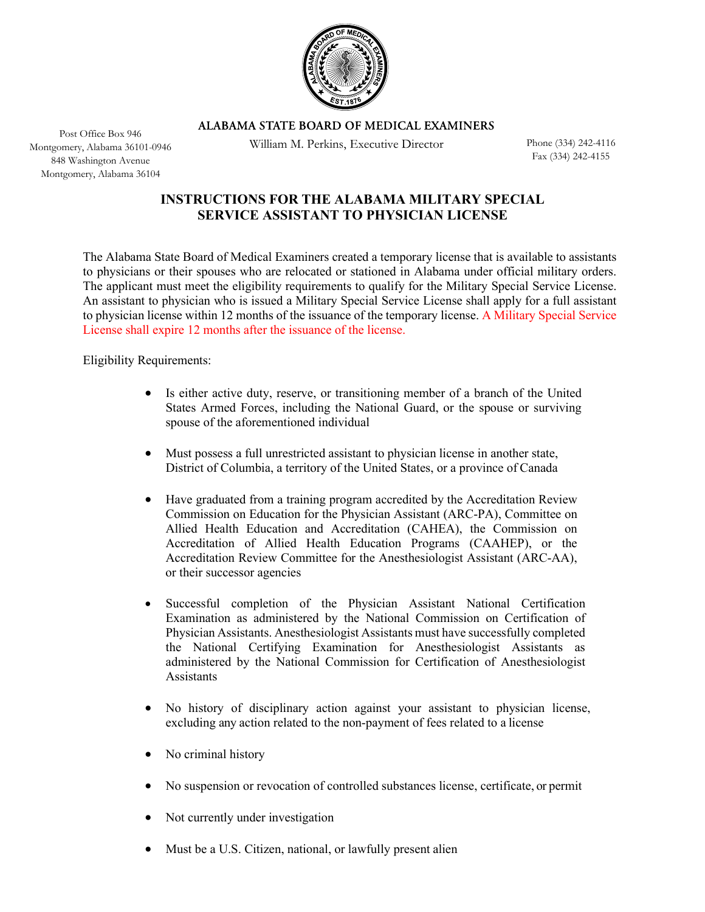**ALABAMA STATE BOARD OF MEDICAL EXAMINERS**

William M. Perkins, Executive Director

Post Office Box 946
Montgomery, Alabama 36101-0946
848 Washington Avenue
Montgomery, Alabama 36104

Phone (334) 242-4116
Fax (334) 242-4155

# INSTRUCTIONS FOR THE ALABAMA MILITARY SPECIAL SERVICE ASSISTANT TO PHYSICIAN LICENSE

The Alabama State Board of Medical Examiners created a temporary license that is available to assistants to physicians or their spouses who are relocated or stationed in Alabama under official military orders. The applicant must meet the eligibility requirements to qualify for the Military Special Service License. An assistant to physician who is issued a Military Special Service License shall apply for a full assistant to physician license within 12 months of the issuance of the temporary license. A Military Special Service License shall expire 12 months after the issuance of the license.

Eligibility Requirements:

- Is either active duty, reserve, or transitioning member of a branch of the United States Armed Forces, including the National Guard, or the spouse or surviving spouse of the aforementioned individual
- Must possess a full unrestricted assistant to physician license in another state, District of Columbia, a territory of the United States, or a province of Canada
- Have graduated from a training program accredited by the Accreditation Review Commission on Education for the Physician Assistant (ARC-PA), Committee on Allied Health Education and Accreditation (CAHEA), the Commission on Accreditation of Allied Health Education Programs (CAAHEP), or the Accreditation Review Committee for the Anesthesiologist Assistant (ARC-AA), or their successor agencies
- Successful completion of the Physician Assistant National Certification Examination as administered by the National Commission on Certification of Physician Assistants. Anesthesiologist Assistants must have successfully completed the National Certifying Examination for Anesthesiologist Assistants as administered by the National Commission for Certification of Anesthesiologist Assistants
- No history of disciplinary action against your assistant to physician license, excluding any action related to the non-payment of fees related to a license
- No criminal history
- No suspension or revocation of controlled substances license, certificate, or permit
- Not currently under investigation
- Must be a U.S. Citizen, national, or lawfully present alien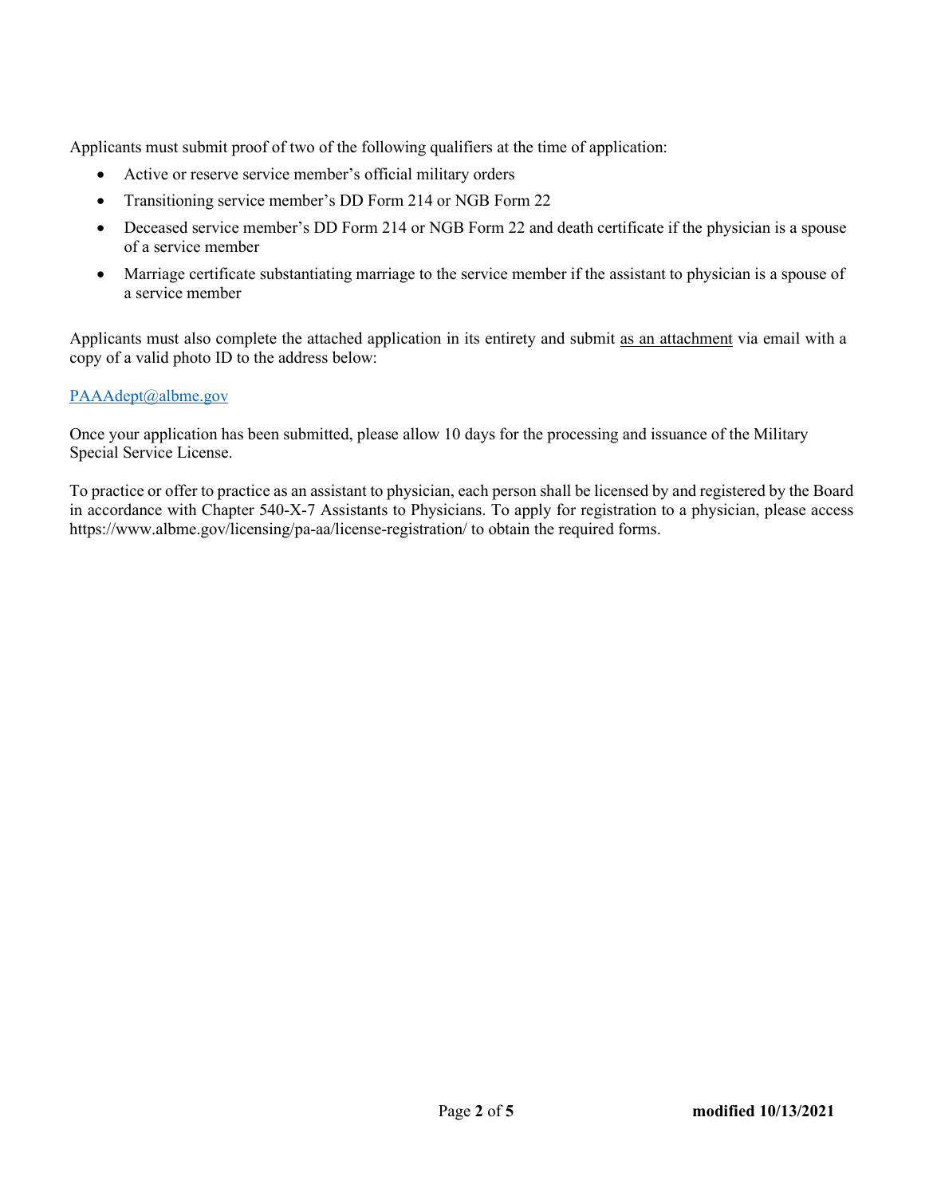Applicants must submit proof of two of the following qualifiers at the time of application:

- Active or reserve service member's official military orders
- Transitioning service member's DD Form 214 or NGB Form 22
- Deceased service member's DD Form 214 or NGB Form 22 and death certificate if the physician is a spouse of a service member
- Marriage certificate substantiating marriage to the service member if the assistant to physician is a spouse of a service member

Applicants must also complete the attached application in its entirety and submit <u>as an attachment</u> via email with a copy of a valid photo ID to the address below:

[PAAAdept@albme.gov](mailto:PAAAdept@albme.gov)

Once your application has been submitted, please allow 10 days for the processing and issuance of the Military Special Service License.

To practice or offer to practice as an assistant to physician, each person shall be licensed by and registered by the Board in accordance with Chapter 540-X-7 Assistants to Physicians. To apply for registration to a physician, please access https://www.albme.gov/licensing/pa-aa/license-registration/ to obtain the required forms.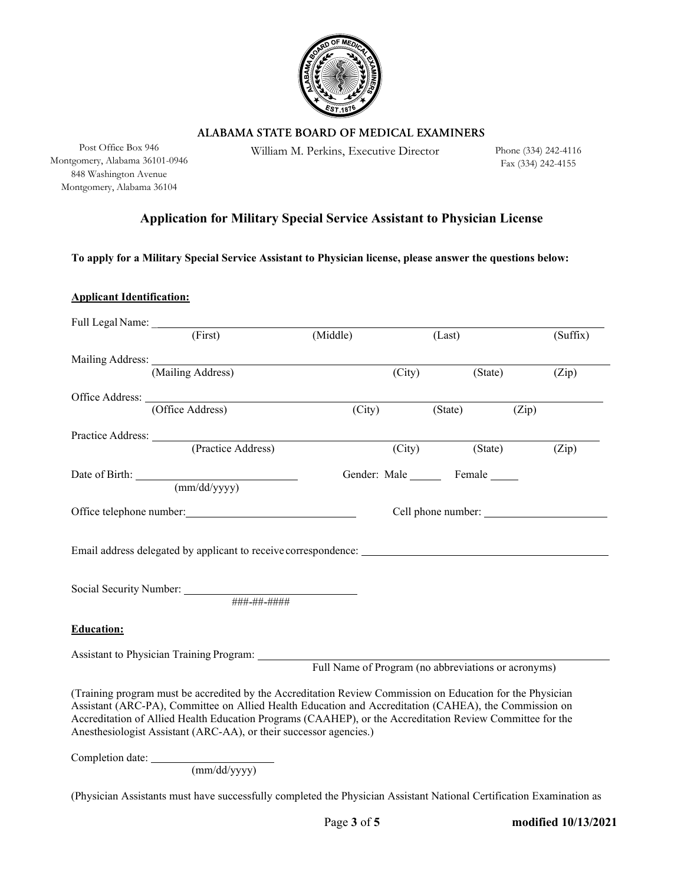## ALABAMA STATE BOARD OF MEDICAL EXAMINERS

Post Office Box 946
Montgomery, Alabama 36101-0946
848 Washington Avenue
Montgomery, Alabama 36104

William M. Perkins, Executive Director

Phone (334) 242-4116
Fax (334) 242-4155

# Application for Military Special Service Assistant to Physician License

**To apply for a Military Special Service Assistant to Physician license, please answer the questions below:**

**Applicant Identification:**

Full Legal Name: ______________________________________________
(First) (Middle) (Last) (Suffix)

Mailing Address: ______________________________________________
(Mailing Address) (City) (State) (Zip)

Office Address: ______________________________________________
(Office Address) (City) (State) (Zip)

Practice Address: ______________________________________________
(Practice Address) (City) (State) (Zip)

Date of Birth: ____________________ Gender: Male _____ Female _____
(mm/dd/yyyy)

Office telephone number: ____________________ Cell phone number: ____________________

Email address delegated by applicant to receive correspondence: ____________________

Social Security Number: ____________________
###-##-####

**Education:**

Assistant to Physician Training Program: ______________________________________________
Full Name of Program (no abbreviations or acronyms)

(Training program must be accredited by the Accreditation Review Commission on Education for the Physician Assistant (ARC-PA), Committee on Allied Health Education and Accreditation (CAHEA), the Commission on Accreditation of Allied Health Education Programs (CAAHEP), or the Accreditation Review Committee for the Anesthesiologist Assistant (ARC-AA), or their successor agencies.)

Completion date: ____________________
(mm/dd/yyyy)

(Physician Assistants must have successfully completed the Physician Assistant National Certification Examination as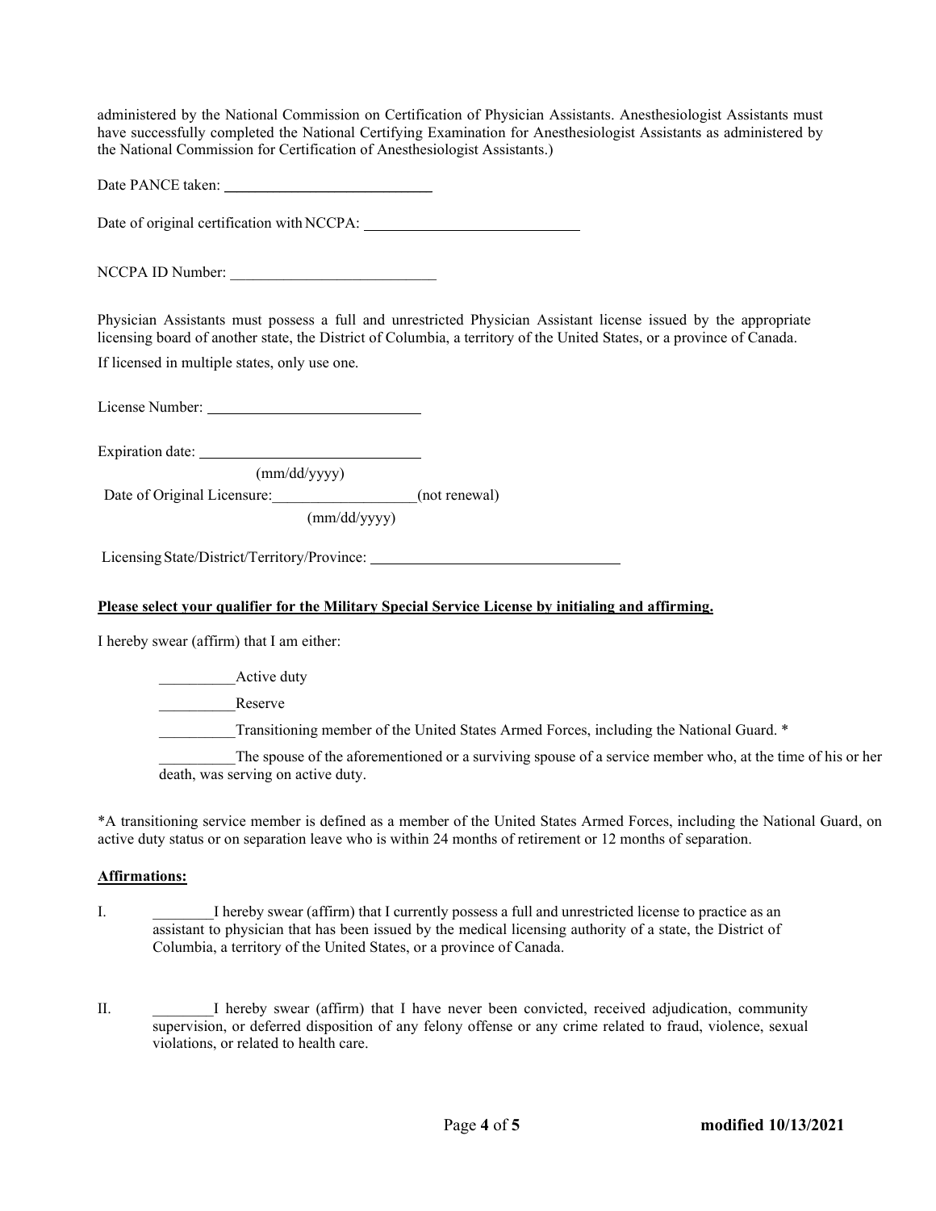administered by the National Commission on Certification of Physician Assistants. Anesthesiologist Assistants must have successfully completed the National Certifying Examination for Anesthesiologist Assistants as administered by the National Commission for Certification of Anesthesiologist Assistants.)

Date PANCE taken: ___________________________

Date of original certification with NCCPA: ___________________________

NCCPA ID Number: ___________________________

Physician Assistants must possess a full and unrestricted Physician Assistant license issued by the appropriate licensing board of another state, the District of Columbia, a territory of the United States, or a province of Canada.

If licensed in multiple states, only use one.

License Number: ___________________________

Expiration date: ___________________________
(mm/dd/yyyy)

Date of Original Licensure:___________________(not renewal)
(mm/dd/yyyy)

Licensing State/District/Territory/Province: ________________________________

**Please select your qualifier for the Military Special Service License by initialing and affirming.**

I hereby swear (affirm) that I am either:

__________Active duty

__________Reserve

__________Transitioning member of the United States Armed Forces, including the National Guard. *

__________The spouse of the aforementioned or a surviving spouse of a service member who, at the time of his or her death, was serving on active duty.

*A transitioning service member is defined as a member of the United States Armed Forces, including the National Guard, on active duty status or on separation leave who is within 24 months of retirement or 12 months of separation.

**Affirmations:**

I. ________I hereby swear (affirm) that I currently possess a full and unrestricted license to practice as an assistant to physician that has been issued by the medical licensing authority of a state, the District of Columbia, a territory of the United States, or a province of Canada.

II. ________I hereby swear (affirm) that I have never been convicted, received adjudication, community supervision, or deferred disposition of any felony offense or any crime related to fraud, violence, sexual violations, or related to health care.

modified 10/13/2021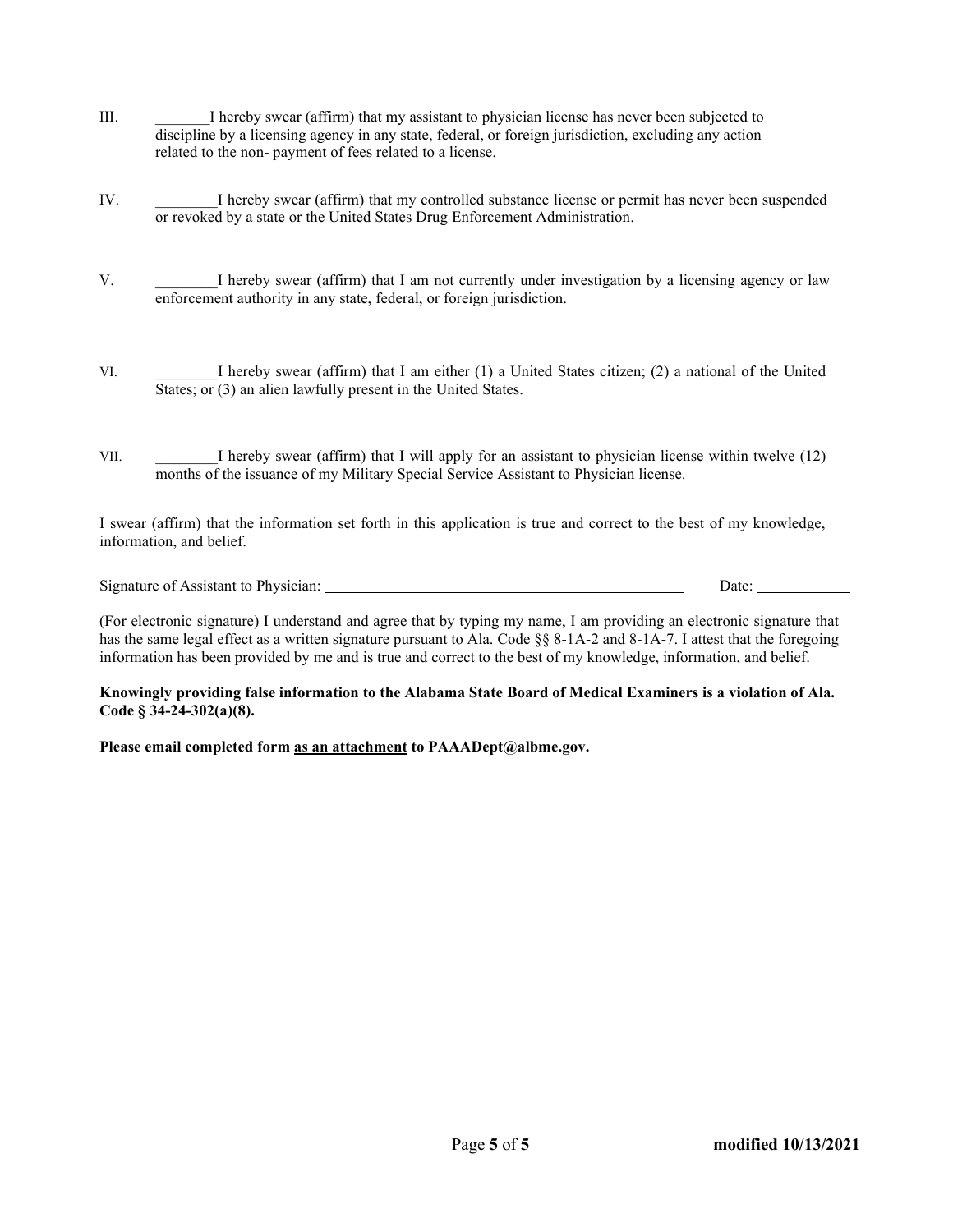III. _______I hereby swear (affirm) that my assistant to physician license has never been subjected to discipline by a licensing agency in any state, federal, or foreign jurisdiction, excluding any action related to the non- payment of fees related to a license.

IV. ________I hereby swear (affirm) that my controlled substance license or permit has never been suspended or revoked by a state or the United States Drug Enforcement Administration.

V. ________I hereby swear (affirm) that I am not currently under investigation by a licensing agency or law enforcement authority in any state, federal, or foreign jurisdiction.

VI. ________I hereby swear (affirm) that I am either (1) a United States citizen; (2) a national of the United States; or (3) an alien lawfully present in the United States.

VII. ________I hereby swear (affirm) that I will apply for an assistant to physician license within twelve (12) months of the issuance of my Military Special Service Assistant to Physician license.

I swear (affirm) that the information set forth in this application is true and correct to the best of my knowledge, information, and belief.

Signature of Assistant to Physician: ______________________________ Date: ____________

(For electronic signature) I understand and agree that by typing my name, I am providing an electronic signature that has the same legal effect as a written signature pursuant to Ala. Code §§ 8-1A-2 and 8-1A-7. I attest that the foregoing information has been provided by me and is true and correct to the best of my knowledge, information, and belief.

**Knowingly providing false information to the Alabama State Board of Medical Examiners is a violation of Ala. Code § 34-24-302(a)(8).**

**Please email completed form <u>as an attachment</u> to PAAADept@albme.gov.**

**modified 10/13/2021**